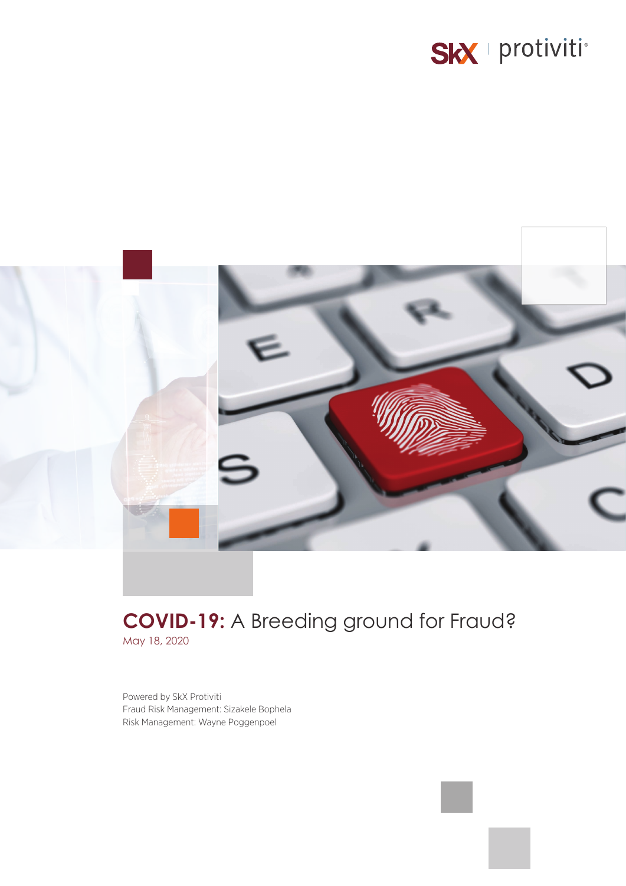# **COVID-19:** A Breeding ground for Fraud?

May 18, 2020

Powered by SkX Protiviti
Fraud Risk Management: Sizakele Bophela
Risk Management: Wayne Poggenpoel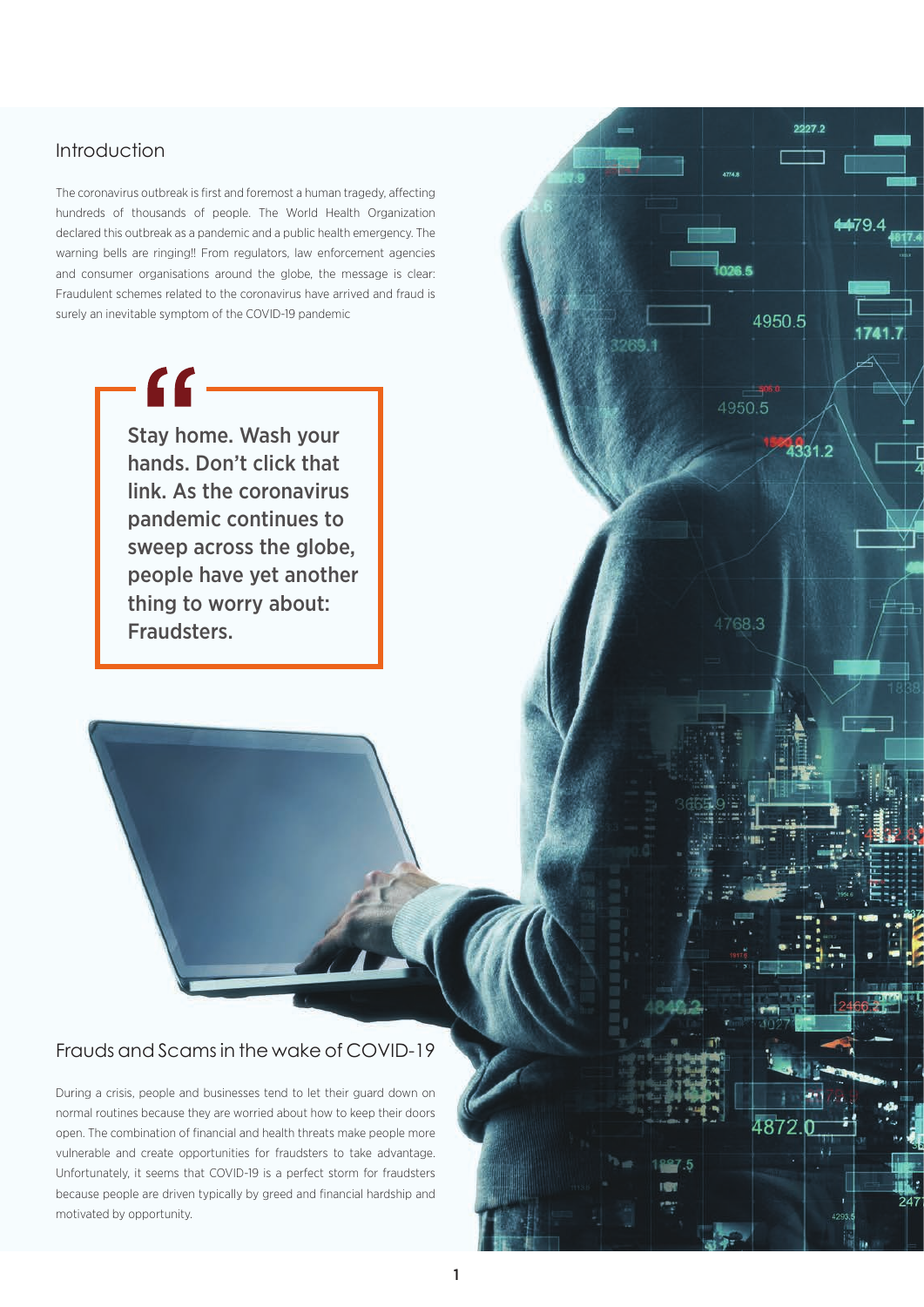## Introduction

The coronavirus outbreak is first and foremost a human tragedy, affecting hundreds of thousands of people. The World Health Organization declared this outbreak as a pandemic and a public health emergency. The warning bells are ringing!! From regulators, law enforcement agencies and consumer organisations around the globe, the message is clear: Fraudulent schemes related to the coronavirus have arrived and fraud is surely an inevitable symptom of the COVID-19 pandemic

> **Stay home. Wash your hands. Don't click that link. As the coronavirus pandemic continues to sweep across the globe, people have yet another thing to worry about: Fraudsters.**

## Frauds and Scams in the wake of COVID-19

During a crisis, people and businesses tend to let their guard down on normal routines because they are worried about how to keep their doors open. The combination of financial and health threats make people more vulnerable and create opportunities for fraudsters to take advantage. Unfortunately, it seems that COVID-19 is a perfect storm for fraudsters because people are driven typically by greed and financial hardship and motivated by opportunity.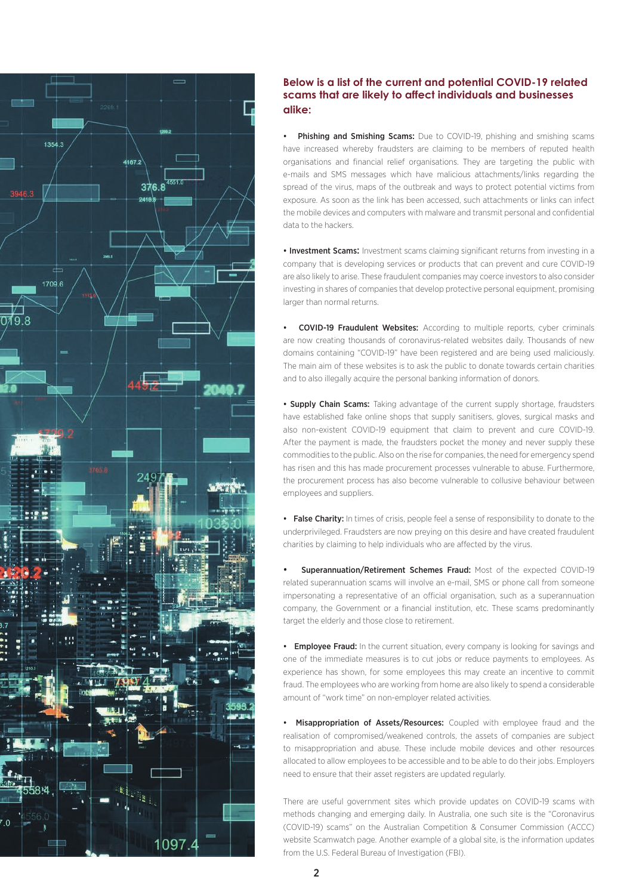## Below is a list of the current and potential COVID-19 related scams that are likely to affect individuals and businesses alike:

- **Phishing and Smishing Scams:** Due to COVID-19, phishing and smishing scams have increased whereby fraudsters are claiming to be members of reputed health organisations and financial relief organisations. They are targeting the public with e-mails and SMS messages which have malicious attachments/links regarding the spread of the virus, maps of the outbreak and ways to protect potential victims from exposure. As soon as the link has been accessed, such attachments or links can infect the mobile devices and computers with malware and transmit personal and confidential data to the hackers.

- **Investment Scams:** Investment scams claiming significant returns from investing in a company that is developing services or products that can prevent and cure COVID-19 are also likely to arise. These fraudulent companies may coerce investors to also consider investing in shares of companies that develop protective personal equipment, promising larger than normal returns.

- **COVID-19 Fraudulent Websites:** According to multiple reports, cyber criminals are now creating thousands of coronavirus-related websites daily. Thousands of new domains containing "COVID-19" have been registered and are being used maliciously. The main aim of these websites is to ask the public to donate towards certain charities and to also illegally acquire the personal banking information of donors.

- **Supply Chain Scams:** Taking advantage of the current supply shortage, fraudsters have established fake online shops that supply sanitisers, gloves, surgical masks and also non-existent COVID-19 equipment that claim to prevent and cure COVID-19. After the payment is made, the fraudsters pocket the money and never supply these commodities to the public. Also on the rise for companies, the need for emergency spend has risen and this has made procurement processes vulnerable to abuse. Furthermore, the procurement process has also become vulnerable to collusive behaviour between employees and suppliers.

- **False Charity:** In times of crisis, people feel a sense of responsibility to donate to the underprivileged. Fraudsters are now preying on this desire and have created fraudulent charities by claiming to help individuals who are affected by the virus.

- **Superannuation/Retirement Schemes Fraud:** Most of the expected COVID-19 related superannuation scams will involve an e-mail, SMS or phone call from someone impersonating a representative of an official organisation, such as a superannuation company, the Government or a financial institution, etc. These scams predominantly target the elderly and those close to retirement.

- **Employee Fraud:** In the current situation, every company is looking for savings and one of the immediate measures is to cut jobs or reduce payments to employees. As experience has shown, for some employees this may create an incentive to commit fraud. The employees who are working from home are also likely to spend a considerable amount of "work time" on non-employer related activities.

- **Misappropriation of Assets/Resources:** Coupled with employee fraud and the realisation of compromised/weakened controls, the assets of companies are subject to misappropriation and abuse. These include mobile devices and other resources allocated to allow employees to be accessible and to be able to do their jobs. Employers need to ensure that their asset registers are updated regularly.

There are useful government sites which provide updates on COVID-19 scams with methods changing and emerging daily. In Australia, one such site is the "Coronavirus (COVID-19) scams" on the Australian Competition & Consumer Commission (ACCC) website Scamwatch page. Another example of a global site, is the information updates from the U.S. Federal Bureau of Investigation (FBI).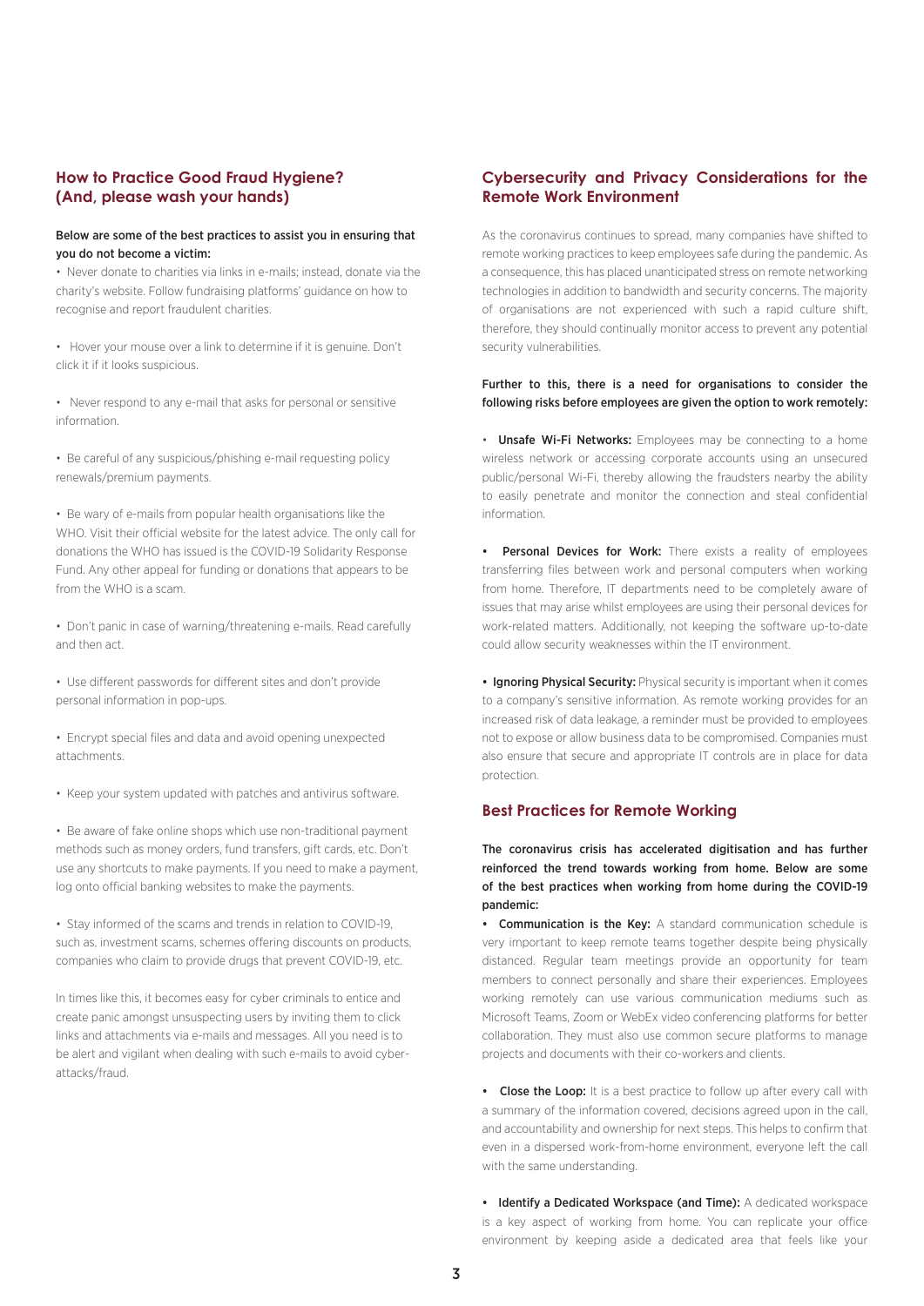## How to Practice Good Fraud Hygiene? (And, please wash your hands)

**Below are some of the best practices to assist you in ensuring that you do not become a victim:**

- Never donate to charities via links in e-mails; instead, donate via the charity's website. Follow fundraising platforms' guidance on how to recognise and report fraudulent charities.

- Hover your mouse over a link to determine if it is genuine. Don't click it if it looks suspicious.

- Never respond to any e-mail that asks for personal or sensitive information.

- Be careful of any suspicious/phishing e-mail requesting policy renewals/premium payments.

- Be wary of e-mails from popular health organisations like the WHO. Visit their official website for the latest advice. The only call for donations the WHO has issued is the COVID-19 Solidarity Response Fund. Any other appeal for funding or donations that appears to be from the WHO is a scam.

- Don't panic in case of warning/threatening e-mails. Read carefully and then act.

- Use different passwords for different sites and don't provide personal information in pop-ups.

- Encrypt special files and data and avoid opening unexpected attachments.

- Keep your system updated with patches and antivirus software.

- Be aware of fake online shops which use non-traditional payment methods such as money orders, fund transfers, gift cards, etc. Don't use any shortcuts to make payments. If you need to make a payment, log onto official banking websites to make the payments.

- Stay informed of the scams and trends in relation to COVID-19, such as, investment scams, schemes offering discounts on products, companies who claim to provide drugs that prevent COVID-19, etc.

In times like this, it becomes easy for cyber criminals to entice and create panic amongst unsuspecting users by inviting them to click links and attachments via e-mails and messages. All you need is to be alert and vigilant when dealing with such e-mails to avoid cyber-attacks/fraud.

## Cybersecurity and Privacy Considerations for the Remote Work Environment

As the coronavirus continues to spread, many companies have shifted to remote working practices to keep employees safe during the pandemic. As a consequence, this has placed unanticipated stress on remote networking technologies in addition to bandwidth and security concerns. The majority of organisations are not experienced with such a rapid culture shift, therefore, they should continually monitor access to prevent any potential security vulnerabilities.

**Further to this, there is a need for organisations to consider the following risks before employees are given the option to work remotely:**

- **Unsafe Wi-Fi Networks:** Employees may be connecting to a home wireless network or accessing corporate accounts using an unsecured public/personal Wi-Fi, thereby allowing the fraudsters nearby the ability to easily penetrate and monitor the connection and steal confidential information.

- **Personal Devices for Work:** There exists a reality of employees transferring files between work and personal computers when working from home. Therefore, IT departments need to be completely aware of issues that may arise whilst employees are using their personal devices for work-related matters. Additionally, not keeping the software up-to-date could allow security weaknesses within the IT environment.

- **Ignoring Physical Security:** Physical security is important when it comes to a company's sensitive information. As remote working provides for an increased risk of data leakage, a reminder must be provided to employees not to expose or allow business data to be compromised. Companies must also ensure that secure and appropriate IT controls are in place for data protection.

## Best Practices for Remote Working

**The coronavirus crisis has accelerated digitisation and has further reinforced the trend towards working from home. Below are some of the best practices when working from home during the COVID-19 pandemic:**

- **Communication is the Key:** A standard communication schedule is very important to keep remote teams together despite being physically distanced. Regular team meetings provide an opportunity for team members to connect personally and share their experiences. Employees working remotely can use various communication mediums such as Microsoft Teams, Zoom or WebEx video conferencing platforms for better collaboration. They must also use common secure platforms to manage projects and documents with their co-workers and clients.

- **Close the Loop:** It is a best practice to follow up after every call with a summary of the information covered, decisions agreed upon in the call, and accountability and ownership for next steps. This helps to confirm that even in a dispersed work-from-home environment, everyone left the call with the same understanding.

- **Identify a Dedicated Workspace (and Time):** A dedicated workspace is a key aspect of working from home. You can replicate your office environment by keeping aside a dedicated area that feels like your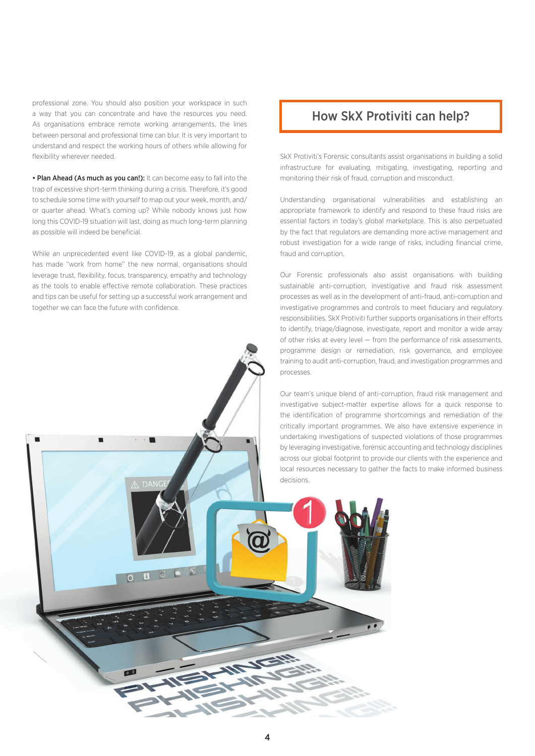professional zone. You should also position your workspace in such a way that you can concentrate and have the resources you need. As organisations embrace remote working arrangements, the lines between personal and professional time can blur. It is very important to understand and respect the working hours of others while allowing for flexibility wherever needed.

- **Plan Ahead (As much as you can!):** It can become easy to fall into the trap of excessive short-term thinking during a crisis. Therefore, it's good to schedule some time with yourself to map out your week, month, and/or quarter ahead. What's coming up? While nobody knows just how long this COVID-19 situation will last, doing as much long-term planning as possible will indeed be beneficial.

While an unprecedented event like COVID-19, as a global pandemic, has made "work from home" the new normal, organisations should leverage trust, flexibility, focus, transparency, empathy and technology as the tools to enable effective remote collaboration. These practices and tips can be useful for setting up a successful work arrangement and together we can face the future with confidence.

## How SkX Protiviti can help?

SkX Protiviti's Forensic consultants assist organisations in building a solid infrastructure for evaluating, mitigating, investigating, reporting and monitoring their risk of fraud, corruption and misconduct.

Understanding organisational vulnerabilities and establishing an appropriate framework to identify and respond to these fraud risks are essential factors in today's global marketplace. This is also perpetuated by the fact that regulators are demanding more active management and robust investigation for a wide range of risks, including financial crime, fraud and corruption.

Our Forensic professionals also assist organisations with building sustainable anti-corruption, investigative and fraud risk assessment processes as well as in the development of anti-fraud, anti-corruption and investigative programmes and controls to meet fiduciary and regulatory responsibilities. SkX Protiviti further supports organisations in their efforts to identify, triage/diagnose, investigate, report and monitor a wide array of other risks at every level — from the performance of risk assessments, programme design or remediation, risk governance, and employee training to audit anti-corruption, fraud, and investigation programmes and processes.

Our team's unique blend of anti-corruption, fraud risk management and investigative subject-matter expertise allows for a quick response to the identification of programme shortcomings and remediation of the critically important programmes. We also have extensive experience in undertaking investigations of suspected violations of those programmes by leveraging investigative, forensic accounting and technology disciplines across our global footprint to provide our clients with the experience and local resources necessary to gather the facts to make informed business decisions.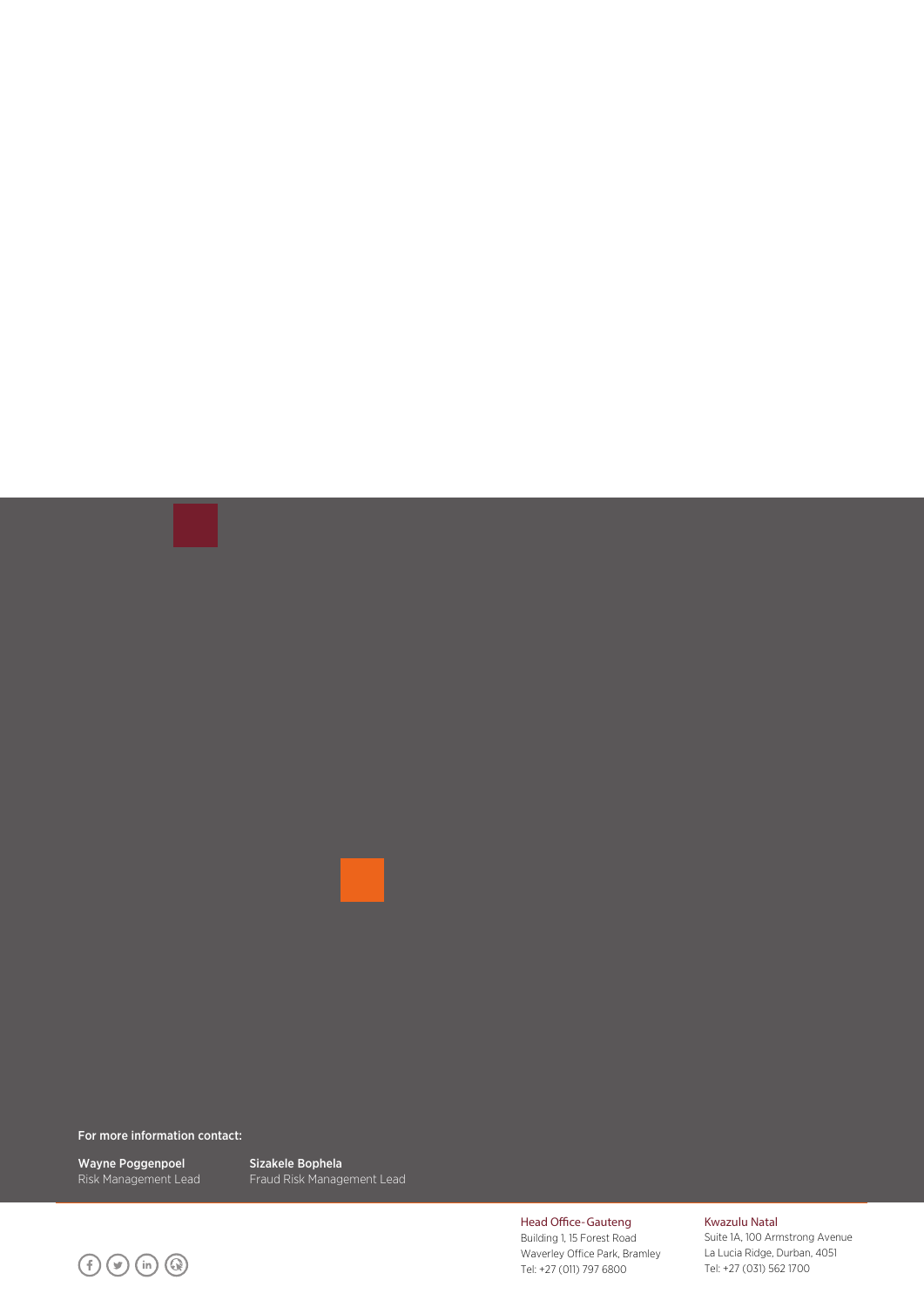**For more information contact:**

**Wayne Poggenpoel**
Risk Management Lead

**Sizakele Bophela**
Fraud Risk Management Lead

Head Office-Gauteng
Building 1, 15 Forest Road
Waverley Office Park, Bramley
Tel: +27 (011) 797 6800

Kwazulu Natal
Suite 1A, 100 Armstrong Avenue
La Lucia Ridge, Durban, 4051
Tel: +27 (031) 562 1700